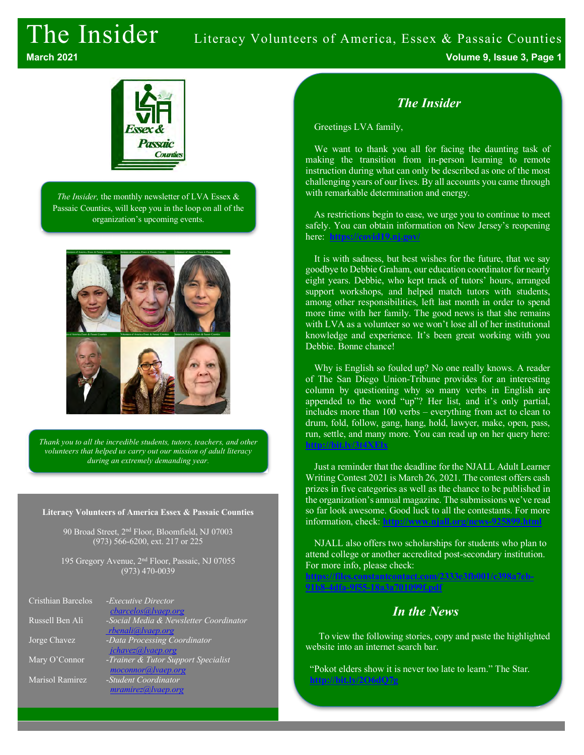# The Insider

Literacy Volunteers of America, Essex & Passaic Counties

March 2021

*The Insider,* the monthly newsletter of LVA Essex & Passaic Counties, will keep you in the loop on all of the organization's upcoming events.

*Thank you to all the incredible students, tutors, teachers, and other volunteers that helped us carry out our mission of adult literacy during an extremely demanding year.*

**Literacy Volunteers of America Essex & Passaic Counties**

90 Broad Street, 2nd Floor, Bloomfield, NJ 07003
(973) 566-6200, ext. 217 or 225

195 Gregory Avenue, 2nd Floor, Passaic, NJ 07055
(973) 470-0039

| | |
|---|---|
| Cristhian Barcelos | *-Executive Director* cbarcelos@lvaep.org |
| Russell Ben Ali | *-Social Media & Newsletter Coordinator* rbenali@lvaep.org |
| Jorge Chavez | *-Data Processing Coordinator* jchavez@lvaep.org |
| Mary O'Connor | *-Trainer & Tutor Support Specialist* moconnor@lvaep.org |
| Marisol Ramirez | *-Student Coordinator* mramirez@lvaep.org |

## *The Insider*

Greetings LVA family,

We want to thank you all for facing the daunting task of making the transition from in-person learning to remote instruction during what can only be described as one of the most challenging years of our lives. By all accounts you came through with remarkable determination and energy.

As restrictions begin to ease, we urge you to continue to meet safely. You can obtain information on New Jersey's reopening here: **https://covid19.nj.gov/**

It is with sadness, but best wishes for the future, that we say goodbye to Debbie Graham, our education coordinator for nearly eight years. Debbie, who kept track of tutors' hours, arranged support workshops, and helped match tutors with students, among other responsibilities, left last month in order to spend more time with her family. The good news is that she remains with LVA as a volunteer so we won't lose all of her institutional knowledge and experience. It's been great working with you Debbie. Bonne chance!

Why is English so fouled up? No one really knows. A reader of The San Diego Union-Tribune provides for an interesting column by questioning why so many verbs in English are appended to the word "up"? Her list, and it's only partial, includes more than 100 verbs – everything from act to clean to drum, fold, follow, gang, hang, hold, lawyer, make, open, pass, run, settle, and many more. You can read up on her query here: **http://bit.ly/3t4XElx**

Just a reminder that the deadline for the NJALL Adult Learner Writing Contest 2021 is March 26, 2021. The contest offers cash prizes in five categories as well as the chance to be published in the organization's annual magazine. The submissions we've read so far look awesome. Good luck to all the contestants. For more information, check: **http://www.njall.org/news-925899.html**

NJALL also offers two scholarships for students who plan to attend college or another accredited post-secondary institution. For more info, please check: **https://files.constantcontact.com/2333e3fb001/c398a7eb-91b8-4dfa-9f55-18a3a701099f.pdf**

## *In the News*

To view the following stories, copy and paste the highlighted website into an internet search bar.

"Pokot elders show it is never too late to learn." The Star. **http://bit.ly/2O6dQ7g**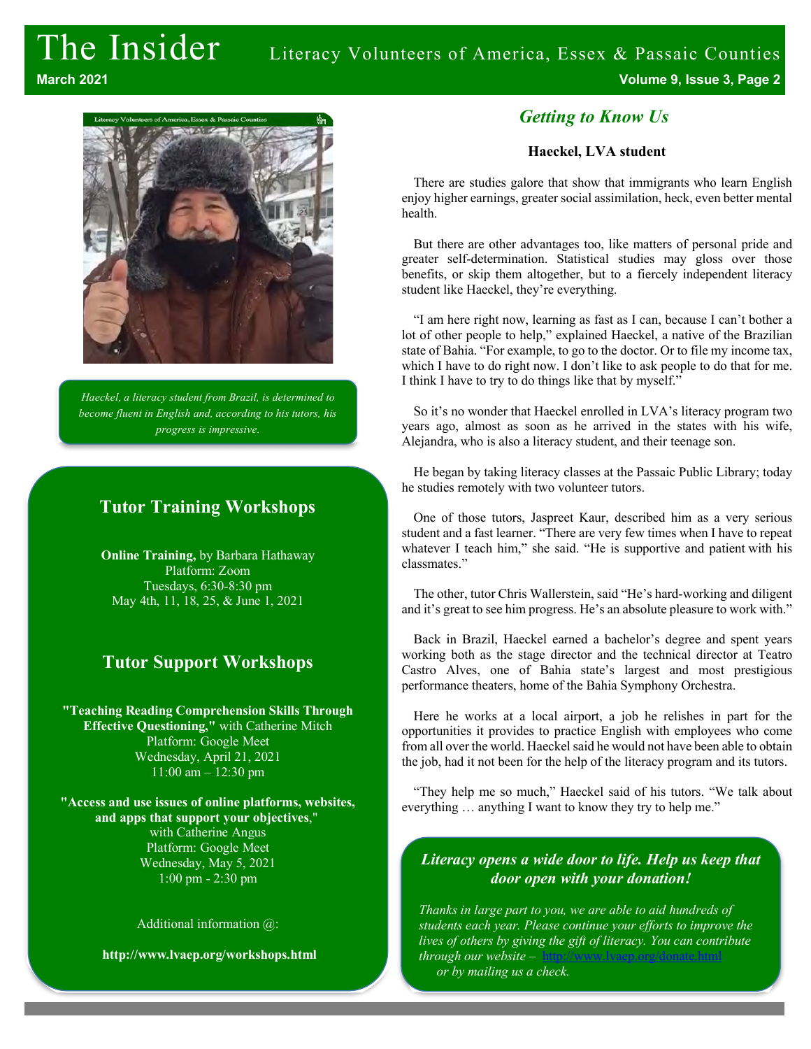*Haeckel, a literacy student from Brazil, is determined to become fluent in English and, according to his tutors, his progress is impressive.*

## Tutor Training Workshops

**Online Training,** by Barbara Hathaway
Platform: Zoom
Tuesdays, 6:30-8:30 pm
May 4th, 11, 18, 25, & June 1, 2021

## Tutor Support Workshops

**"Teaching Reading Comprehension Skills Through Effective Questioning,"** with Catherine Mitch
Platform: Google Meet
Wednesday, April 21, 2021
11:00 am – 12:30 pm

**"Access and use issues of online platforms, websites, and apps that support your objectives**,"
with Catherine Angus
Platform: Google Meet
Wednesday, May 5, 2021
1:00 pm - 2:30 pm

Additional information @:

**http://www.lvaep.org/workshops.html**

## *Getting to Know Us*

### Haeckel, LVA student

There are studies galore that show that immigrants who learn English enjoy higher earnings, greater social assimilation, heck, even better mental health.

But there are other advantages too, like matters of personal pride and greater self-determination. Statistical studies may gloss over those benefits, or skip them altogether, but to a fiercely independent literacy student like Haeckel, they're everything.

"I am here right now, learning as fast as I can, because I can't bother a lot of other people to help," explained Haeckel, a native of the Brazilian state of Bahia. "For example, to go to the doctor. Or to file my income tax, which I have to do right now. I don't like to ask people to do that for me. I think I have to try to do things like that by myself."

So it's no wonder that Haeckel enrolled in LVA's literacy program two years ago, almost as soon as he arrived in the states with his wife, Alejandra, who is also a literacy student, and their teenage son.

He began by taking literacy classes at the Passaic Public Library; today he studies remotely with two volunteer tutors.

One of those tutors, Jaspreet Kaur, described him as a very serious student and a fast learner. "There are very few times when I have to repeat whatever I teach him," she said. "He is supportive and patient with his classmates."

The other, tutor Chris Wallerstein, said "He's hard-working and diligent and it's great to see him progress. He's an absolute pleasure to work with."

Back in Brazil, Haeckel earned a bachelor's degree and spent years working both as the stage director and the technical director at Teatro Castro Alves, one of Bahia state's largest and most prestigious performance theaters, home of the Bahia Symphony Orchestra.

Here he works at a local airport, a job he relishes in part for the opportunities it provides to practice English with employees who come from all over the world. Haeckel said he would not have been able to obtain the job, had it not been for the help of the literacy program and its tutors.

"They help me so much," Haeckel said of his tutors. "We talk about everything … anything I want to know they try to help me."

### *Literacy opens a wide door to life. Help us keep that door open with your donation!*

*Thanks in large part to you, we are able to aid hundreds of students each year. Please continue your efforts to improve the lives of others by giving the gift of literacy. You can contribute through our website –* http://www.lvaep.org/donate.html *or by mailing us a check.*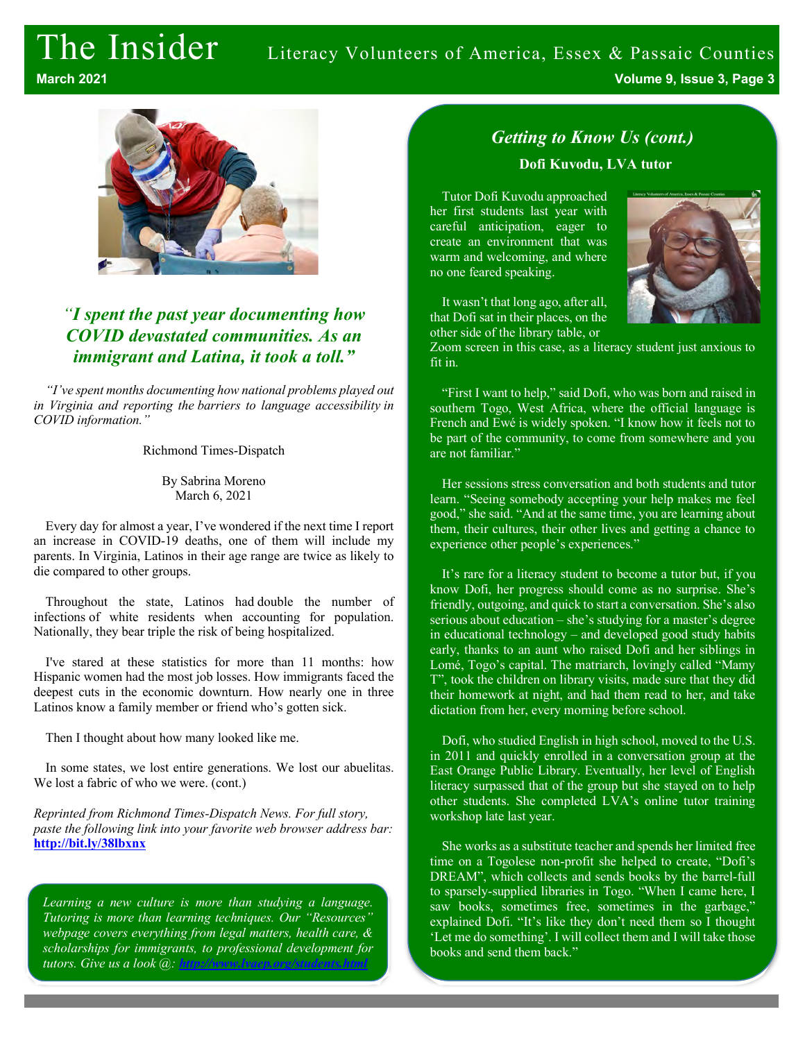## *"I spent the past year documenting how COVID devastated communities. As an immigrant and Latina, it took a toll."*

*"I've spent months documenting how national problems played out in Virginia and reporting the barriers to language accessibility in COVID information."*

Richmond Times-Dispatch

By Sabrina Moreno
March 6, 2021

Every day for almost a year, I've wondered if the next time I report an increase in COVID-19 deaths, one of them will include my parents. In Virginia, Latinos in their age range are twice as likely to die compared to other groups.

Throughout the state, Latinos had double the number of infections of white residents when accounting for population. Nationally, they bear triple the risk of being hospitalized.

I've stared at these statistics for more than 11 months: how Hispanic women had the most job losses. How immigrants faced the deepest cuts in the economic downturn. How nearly one in three Latinos know a family member or friend who's gotten sick.

Then I thought about how many looked like me.

In some states, we lost entire generations. We lost our abuelitas. We lost a fabric of who we were. (cont.)

*Reprinted from Richmond Times-Dispatch News. For full story, paste the following link into your favorite web browser address bar:* **http://bit.ly/38lbxnx**

*Learning a new culture is more than studying a language. Tutoring is more than learning techniques. Our "Resources" webpage covers everything from legal matters, health care, & scholarships for immigrants, to professional development for tutors. Give us a look @: http://www.lvaep.org/students.html*

## *Getting to Know Us (cont.)*

### Dofi Kuvodu, LVA tutor

Tutor Dofi Kuvodu approached her first students last year with careful anticipation, eager to create an environment that was warm and welcoming, and where no one feared speaking.

It wasn't that long ago, after all, that Dofi sat in their places, on the other side of the library table, or Zoom screen in this case, as a literacy student just anxious to fit in.

"First I want to help," said Dofi, who was born and raised in southern Togo, West Africa, where the official language is French and Ewé is widely spoken. "I know how it feels not to be part of the community, to come from somewhere and you are not familiar."

Her sessions stress conversation and both students and tutor learn. "Seeing somebody accepting your help makes me feel good," she said. "And at the same time, you are learning about them, their cultures, their other lives and getting a chance to experience other people's experiences."

It's rare for a literacy student to become a tutor but, if you know Dofi, her progress should come as no surprise. She's friendly, outgoing, and quick to start a conversation. She's also serious about education – she's studying for a master's degree in educational technology – and developed good study habits early, thanks to an aunt who raised Dofi and her siblings in Lomé, Togo's capital. The matriarch, lovingly called "Mamy T", took the children on library visits, made sure that they did their homework at night, and had them read to her, and take dictation from her, every morning before school.

Dofi, who studied English in high school, moved to the U.S. in 2011 and quickly enrolled in a conversation group at the East Orange Public Library. Eventually, her level of English literacy surpassed that of the group but she stayed on to help other students. She completed LVA's online tutor training workshop late last year.

She works as a substitute teacher and spends her limited free time on a Togolese non-profit she helped to create, "Dofi's DREAM", which collects and sends books by the barrel-full to sparsely-supplied libraries in Togo. "When I came here, I saw books, sometimes free, sometimes in the garbage," explained Dofi. "It's like they don't need them so I thought 'Let me do something'. I will collect them and I will take those books and send them back."